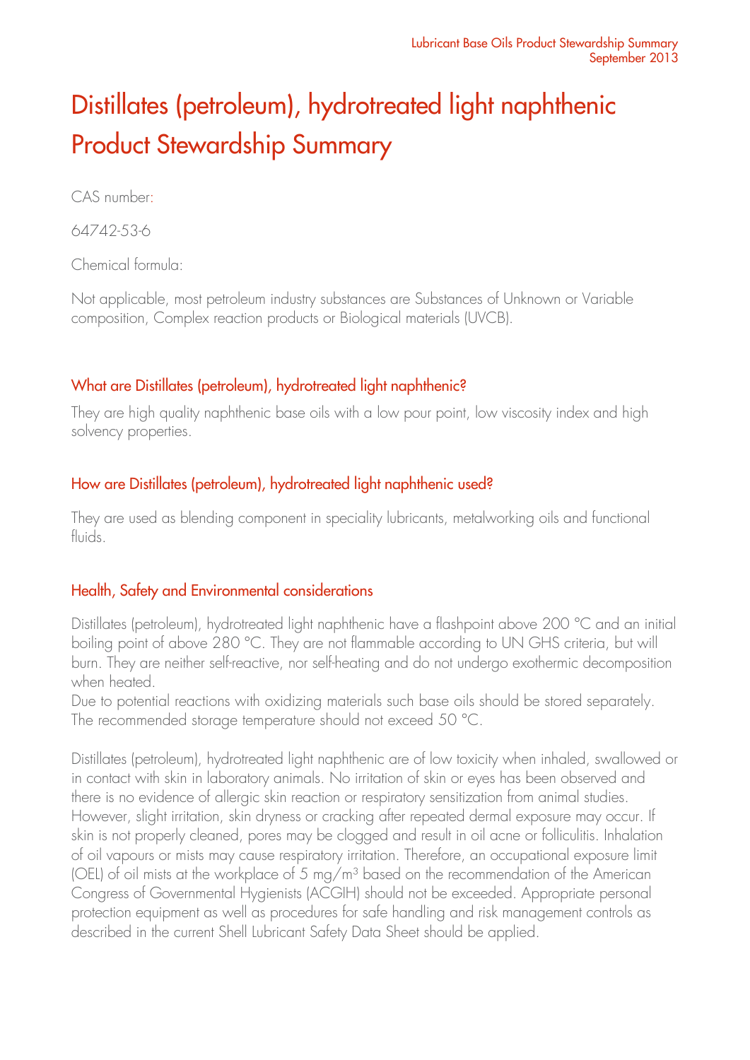# Distillates (petroleum), hydrotreated light naphthenic Product Stewardship Summary

CAS number:

64742-53-6

Chemical formula:

Not applicable, most petroleum industry substances are Substances of Unknown or Variable composition, Complex reaction products or Biological materials (UVCB).

## What are Distillates (petroleum), hydrotreated light naphthenic?

They are high quality naphthenic base oils with a low pour point, low viscosity index and high solvency properties.

## How are Distillates (petroleum), hydrotreated light naphthenic used?

They are used as blending component in speciality lubricants, metalworking oils and functional fluids.

## Health, Safety and Environmental considerations

Distillates (petroleum), hydrotreated light naphthenic have a flashpoint above 200 °C and an initial boiling point of above 280 °C. They are not flammable according to UN GHS criteria, but will burn. They are neither self-reactive, nor self-heating and do not undergo exothermic decomposition when heated.
Due to potential reactions with oxidizing materials such base oils should be stored separately. The recommended storage temperature should not exceed 50 °C.

Distillates (petroleum), hydrotreated light naphthenic are of low toxicity when inhaled, swallowed or in contact with skin in laboratory animals. No irritation of skin or eyes has been observed and there is no evidence of allergic skin reaction or respiratory sensitization from animal studies. However, slight irritation, skin dryness or cracking after repeated dermal exposure may occur. If skin is not properly cleaned, pores may be clogged and result in oil acne or folliculitis. Inhalation of oil vapours or mists may cause respiratory irritation. Therefore, an occupational exposure limit (OEL) of oil mists at the workplace of 5 mg/m$^3$ based on the recommendation of the American Congress of Governmental Hygienists (ACGIH) should not be exceeded. Appropriate personal protection equipment as well as procedures for safe handling and risk management controls as described in the current Shell Lubricant Safety Data Sheet should be applied.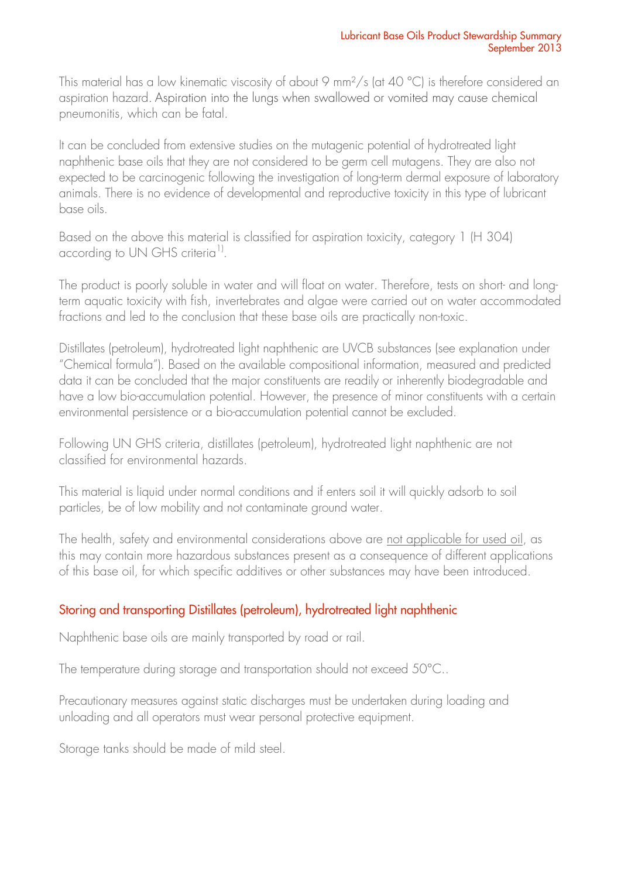This material has a low kinematic viscosity of about 9 mm²/s (at 40 °C) is therefore considered an aspiration hazard. Aspiration into the lungs when swallowed or vomited may cause chemical pneumonitis, which can be fatal.

It can be concluded from extensive studies on the mutagenic potential of hydrotreated light naphthenic base oils that they are not considered to be germ cell mutagens. They are also not expected to be carcinogenic following the investigation of long-term dermal exposure of laboratory animals. There is no evidence of developmental and reproductive toxicity in this type of lubricant base oils.

Based on the above this material is classified for aspiration toxicity, category 1 (H 304) according to UN GHS criteria[1)].

The product is poorly soluble in water and will float on water. Therefore, tests on short- and long-term aquatic toxicity with fish, invertebrates and algae were carried out on water accommodated fractions and led to the conclusion that these base oils are practically non-toxic.

Distillates (petroleum), hydrotreated light naphthenic are UVCB substances (see explanation under "Chemical formula"). Based on the available compositional information, measured and predicted data it can be concluded that the major constituents are readily or inherently biodegradable and have a low bio-accumulation potential. However, the presence of minor constituents with a certain environmental persistence or a bio-accumulation potential cannot be excluded.

Following UN GHS criteria, distillates (petroleum), hydrotreated light naphthenic are not classified for environmental hazards.

This material is liquid under normal conditions and if enters soil it will quickly adsorb to soil particles, be of low mobility and not contaminate ground water.

The health, safety and environmental considerations above are not applicable for used oil, as this may contain more hazardous substances present as a consequence of different applications of this base oil, for which specific additives or other substances may have been introduced.

## Storing and transporting Distillates (petroleum), hydrotreated light naphthenic

Naphthenic base oils are mainly transported by road or rail.

The temperature during storage and transportation should not exceed 50°C..

Precautionary measures against static discharges must be undertaken during loading and unloading and all operators must wear personal protective equipment.

Storage tanks should be made of mild steel.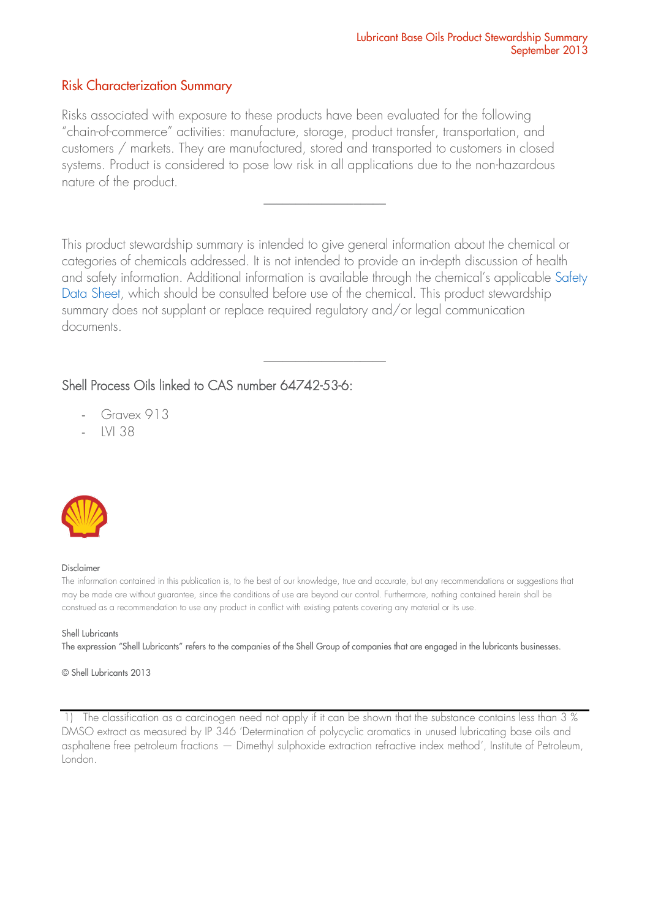## Risk Characterization Summary

Risks associated with exposure to these products have been evaluated for the following "chain-of-commerce" activities: manufacture, storage, product transfer, transportation, and customers / markets. They are manufactured, stored and transported to customers in closed systems. Product is considered to pose low risk in all applications due to the non-hazardous nature of the product.

---

This product stewardship summary is intended to give general information about the chemical or categories of chemicals addressed. It is not intended to provide an in-depth discussion of health and safety information. Additional information is available through the chemical's applicable Safety Data Sheet, which should be consulted before use of the chemical. This product stewardship summary does not supplant or replace required regulatory and/or legal communication documents.

---

### Shell Process Oils linked to CAS number 64742-53-6:

- Gravex 913
- LVI 38

Disclaimer

The information contained in this publication is, to the best of our knowledge, true and accurate, but any recommendations or suggestions that may be made are without guarantee, since the conditions of use are beyond our control. Furthermore, nothing contained herein shall be construed as a recommendation to use any product in conflict with existing patents covering any material or its use.

Shell Lubricants

The expression "Shell Lubricants" refers to the companies of the Shell Group of companies that are engaged in the lubricants businesses.

© Shell Lubricants 2013

1) The classification as a carcinogen need not apply if it can be shown that the substance contains less than 3 % DMSO extract as measured by IP 346 'Determination of polycyclic aromatics in unused lubricating base oils and asphaltene free petroleum fractions — Dimethyl sulphoxide extraction refractive index method', Institute of Petroleum, London.